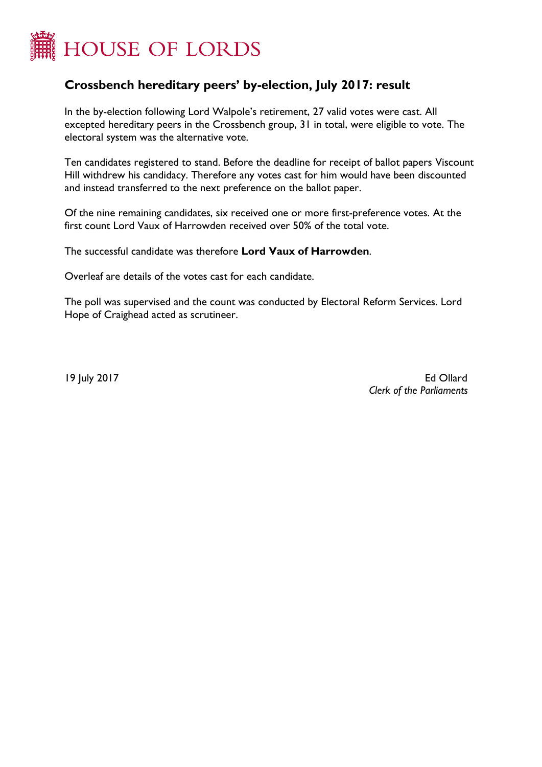# HOUSE OF LORDS

## Crossbench hereditary peers' by-election, July 2017: result

In the by-election following Lord Walpole's retirement, 27 valid votes were cast. All excepted hereditary peers in the Crossbench group, 31 in total, were eligible to vote. The electoral system was the alternative vote.

Ten candidates registered to stand. Before the deadline for receipt of ballot papers Viscount Hill withdrew his candidacy. Therefore any votes cast for him would have been discounted and instead transferred to the next preference on the ballot paper.

Of the nine remaining candidates, six received one or more first-preference votes. At the first count Lord Vaux of Harrowden received over 50% of the total vote.

The successful candidate was therefore **Lord Vaux of Harrowden**.

Overleaf are details of the votes cast for each candidate.

The poll was supervised and the count was conducted by Electoral Reform Services. Lord Hope of Craighead acted as scrutineer.

19 July 2017

Ed Ollard
*Clerk of the Parliaments*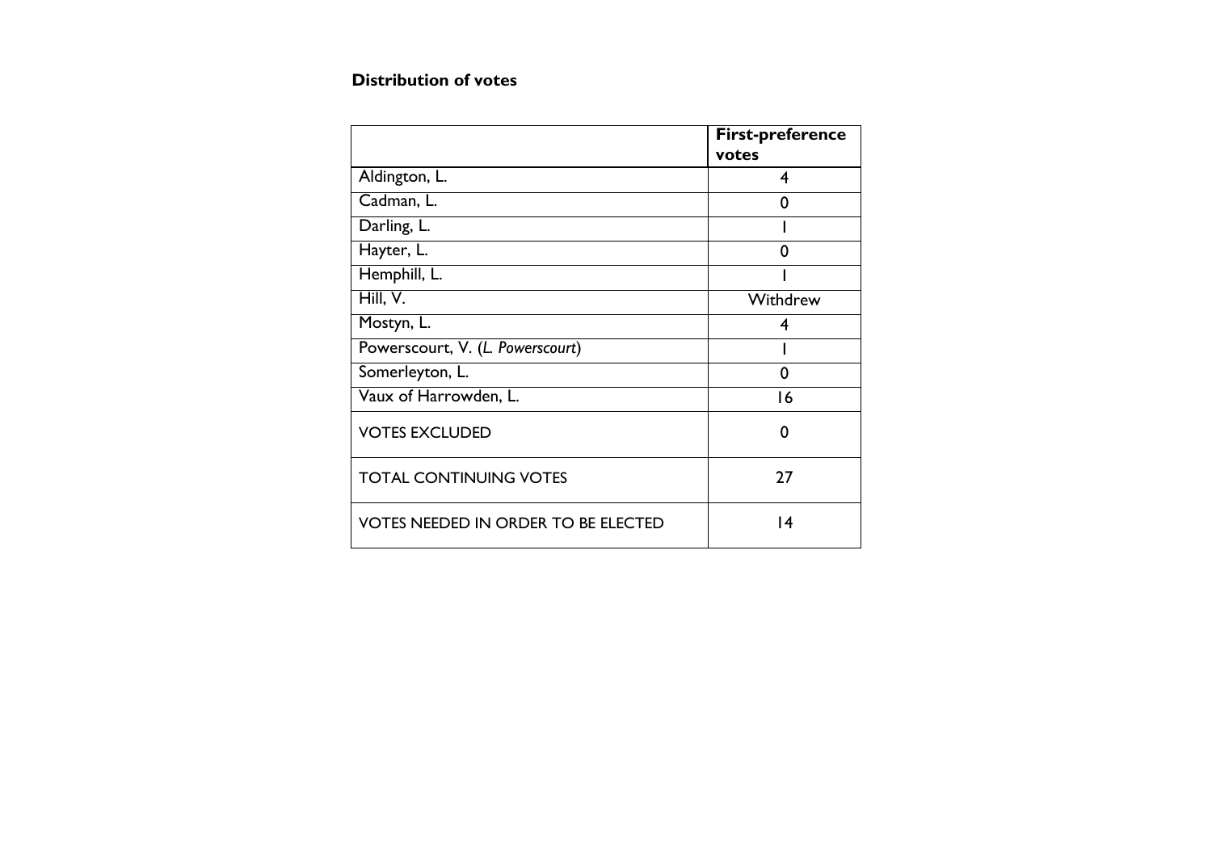**Distribution of votes**

| | First-preference votes |
| --- | --- |
| Aldington, L. | 4 |
| Cadman, L. | 0 |
| Darling, L. | 1 |
| Hayter, L. | 0 |
| Hemphill, L. | 1 |
| Hill, V. | Withdrew |
| Mostyn, L. | 4 |
| Powerscourt, V. (*L. Powerscourt*) | 1 |
| Somerleyton, L. | 0 |
| Vaux of Harrowden, L. | 16 |
| VOTES EXCLUDED | 0 |
| TOTAL CONTINUING VOTES | 27 |
| VOTES NEEDED IN ORDER TO BE ELECTED | 14 |